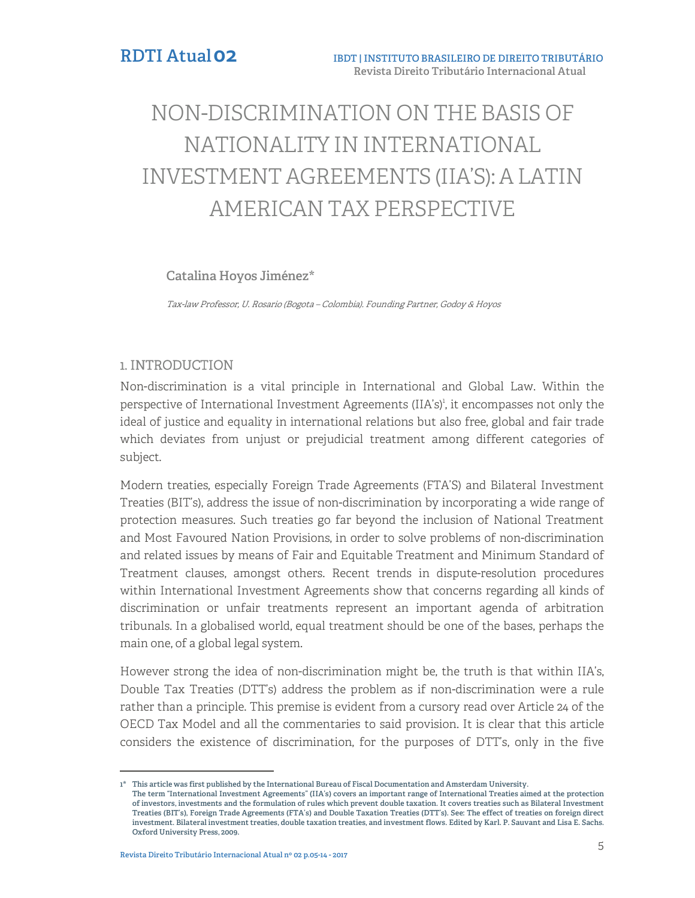# NON-DISCRIMINATION ON THE BASIS OF NATIONALITY IN INTERNATIONAL INVESTMENT AGREEMENTS (IIA'S): A LATIN AMERICAN TAX PERSPECTIVE

**Catalina Hoyos Jiménez***

*Tax-law Professor, U. Rosario (Bogota – Colombia). Founding Partner, Godoy & Hoyos*

## 1. INTRODUCTION

Non-discrimination is a vital principle in International and Global Law. Within the perspective of International Investment Agreements (IIA's)[1], it encompasses not only the ideal of justice and equality in international relations but also free, global and fair trade which deviates from unjust or prejudicial treatment among different categories of subject.

Modern treaties, especially Foreign Trade Agreements (FTA'S) and Bilateral Investment Treaties (BIT's), address the issue of non-discrimination by incorporating a wide range of protection measures. Such treaties go far beyond the inclusion of National Treatment and Most Favoured Nation Provisions, in order to solve problems of non-discrimination and related issues by means of Fair and Equitable Treatment and Minimum Standard of Treatment clauses, amongst others. Recent trends in dispute-resolution procedures within International Investment Agreements show that concerns regarding all kinds of discrimination or unfair treatments represent an important agenda of arbitration tribunals. In a globalised world, equal treatment should be one of the bases, perhaps the main one, of a global legal system.

However strong the idea of non-discrimination might be, the truth is that within IIA's, Double Tax Treaties (DTT's) address the problem as if non-discrimination were a rule rather than a principle. This premise is evident from a cursory read over Article 24 of the OECD Tax Model and all the commentaries to said provision. It is clear that this article considers the existence of discrimination, for the purposes of DTT's, only in the five

---

1* This article was first published by the International Bureau of Fiscal Documentation and Amsterdam University.
The term "International Investment Agreements" (IIA's) covers an important range of International Treaties aimed at the protection of investors, investments and the formulation of rules which prevent double taxation. It covers treaties such as Bilateral Investment Treaties (BIT's), Foreign Trade Agreements (FTA's) and Double Taxation Treaties (DTT's). See: The effect of treaties on foreign direct investment. Bilateral investment treaties, double taxation treaties, and investment flows. Edited by Karl. P. Sauvant and Lisa E. Sachs. Oxford University Press, 2009.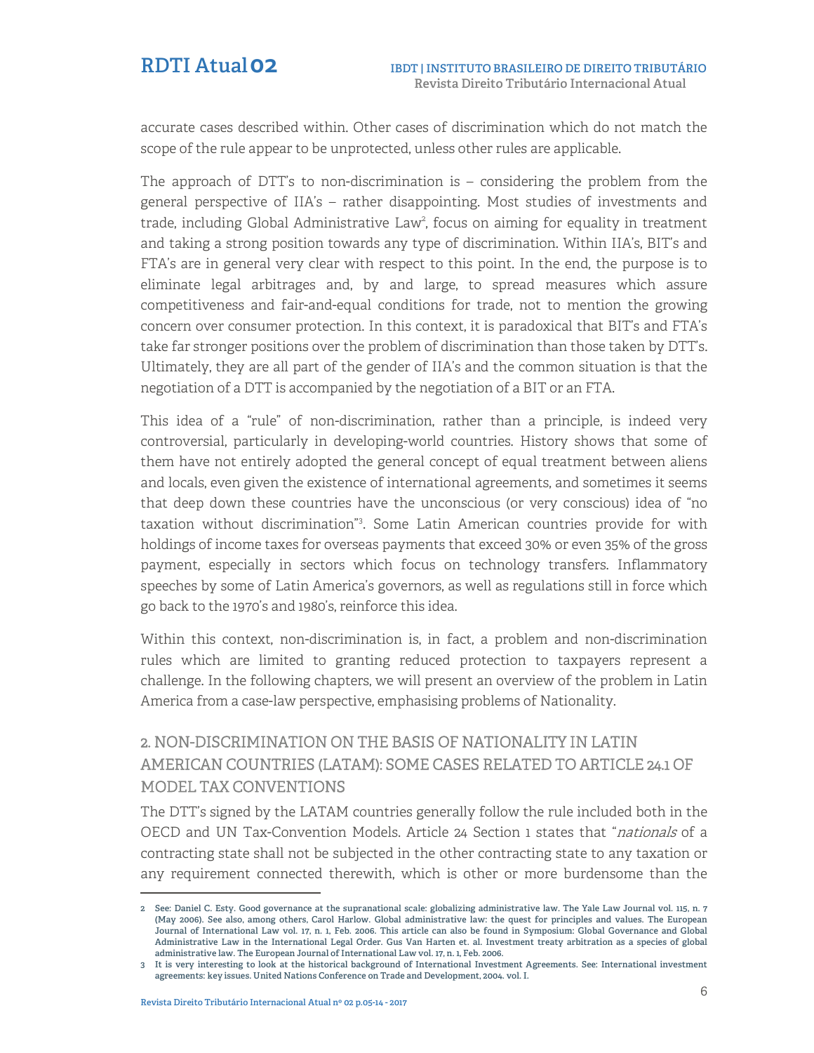accurate cases described within. Other cases of discrimination which do not match the scope of the rule appear to be unprotected, unless other rules are applicable.

The approach of DTT's to non-discrimination is – considering the problem from the general perspective of IIA's – rather disappointing. Most studies of investments and trade, including Global Administrative Law[2], focus on aiming for equality in treatment and taking a strong position towards any type of discrimination. Within IIA's, BIT's and FTA's are in general very clear with respect to this point. In the end, the purpose is to eliminate legal arbitrages and, by and large, to spread measures which assure competitiveness and fair-and-equal conditions for trade, not to mention the growing concern over consumer protection. In this context, it is paradoxical that BIT's and FTA's take far stronger positions over the problem of discrimination than those taken by DTT's. Ultimately, they are all part of the gender of IIA's and the common situation is that the negotiation of a DTT is accompanied by the negotiation of a BIT or an FTA.

This idea of a "rule" of non-discrimination, rather than a principle, is indeed very controversial, particularly in developing-world countries. History shows that some of them have not entirely adopted the general concept of equal treatment between aliens and locals, even given the existence of international agreements, and sometimes it seems that deep down these countries have the unconscious (or very conscious) idea of "no taxation without discrimination"[3]. Some Latin American countries provide for with holdings of income taxes for overseas payments that exceed 30% or even 35% of the gross payment, especially in sectors which focus on technology transfers. Inflammatory speeches by some of Latin America's governors, as well as regulations still in force which go back to the 1970's and 1980's, reinforce this idea.

Within this context, non-discrimination is, in fact, a problem and non-discrimination rules which are limited to granting reduced protection to taxpayers represent a challenge. In the following chapters, we will present an overview of the problem in Latin America from a case-law perspective, emphasising problems of Nationality.

## 2. NON-DISCRIMINATION ON THE BASIS OF NATIONALITY IN LATIN AMERICAN COUNTRIES (LATAM): SOME CASES RELATED TO ARTICLE 24.1 OF MODEL TAX CONVENTIONS

The DTT's signed by the LATAM countries generally follow the rule included both in the OECD and UN Tax-Convention Models. Article 24 Section 1 states that "*nationals* of a contracting state shall not be subjected in the other contracting state to any taxation or any requirement connected therewith, which is other or more burdensome than the

---

2 See: Daniel C. Esty. Good governance at the supranational scale: globalizing administrative law. The Yale Law Journal vol. 115, n. 7 (May 2006). See also, among others, Carol Harlow. Global administrative law: the quest for principles and values. The European Journal of International Law vol. 17, n. 1, Feb. 2006. This article can also be found in Symposium: Global Governance and Global Administrative Law in the International Legal Order. Gus Van Harten et. al. Investment treaty arbitration as a species of global administrative law. The European Journal of International Law vol. 17, n. 1, Feb. 2006.

3 It is very interesting to look at the historical background of International Investment Agreements. See: International investment agreements: key issues. United Nations Conference on Trade and Development, 2004. vol. I.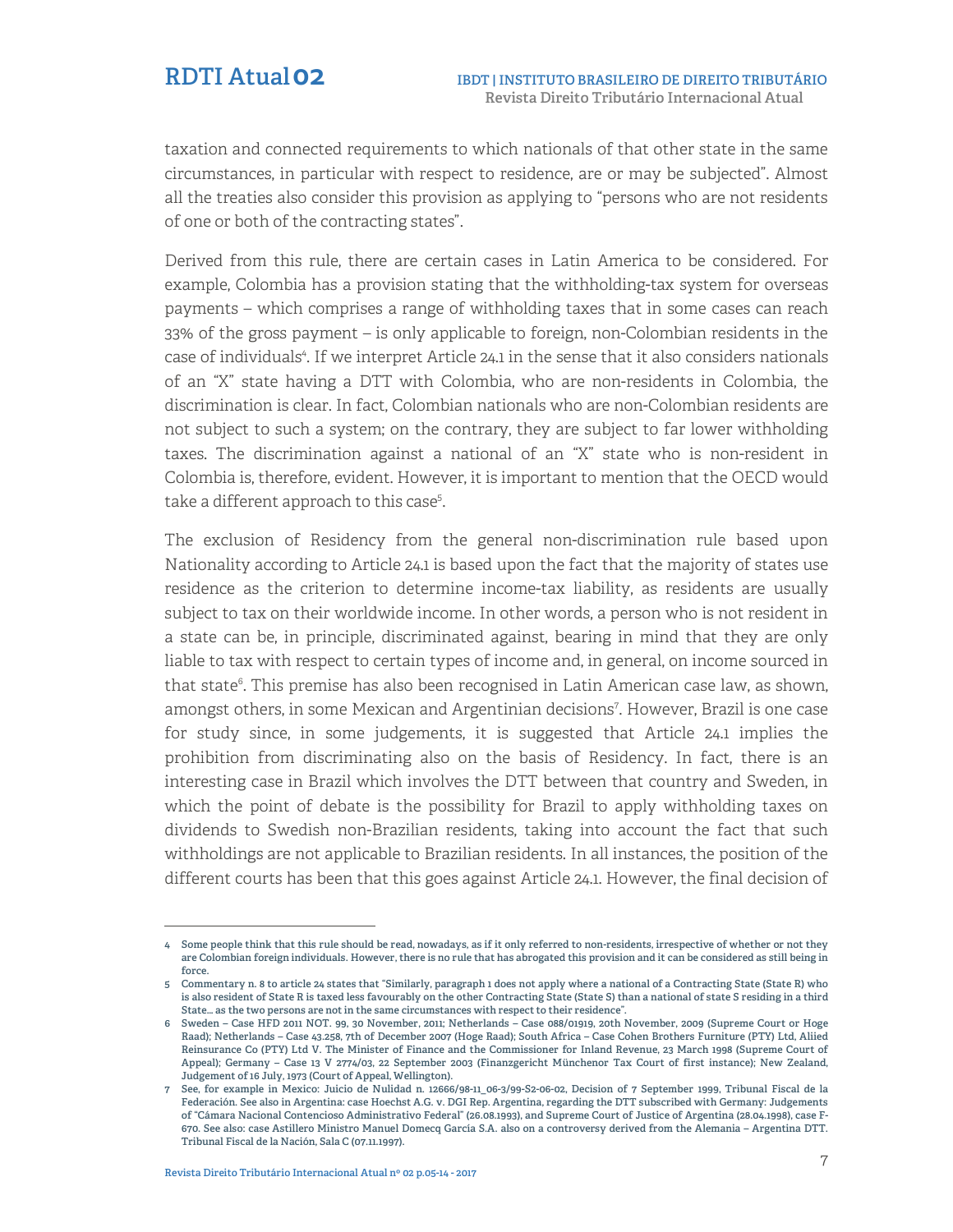taxation and connected requirements to which nationals of that other state in the same circumstances, in particular with respect to residence, are or may be subjected". Almost all the treaties also consider this provision as applying to "persons who are not residents of one or both of the contracting states".

Derived from this rule, there are certain cases in Latin America to be considered. For example, Colombia has a provision stating that the withholding-tax system for overseas payments – which comprises a range of withholding taxes that in some cases can reach 33% of the gross payment – is only applicable to foreign, non-Colombian residents in the case of individuals[4]. If we interpret Article 24.1 in the sense that it also considers nationals of an "X" state having a DTT with Colombia, who are non-residents in Colombia, the discrimination is clear. In fact, Colombian nationals who are non-Colombian residents are not subject to such a system; on the contrary, they are subject to far lower withholding taxes. The discrimination against a national of an "X" state who is non-resident in Colombia is, therefore, evident. However, it is important to mention that the OECD would take a different approach to this case[5].

The exclusion of Residency from the general non-discrimination rule based upon Nationality according to Article 24.1 is based upon the fact that the majority of states use residence as the criterion to determine income-tax liability, as residents are usually subject to tax on their worldwide income. In other words, a person who is not resident in a state can be, in principle, discriminated against, bearing in mind that they are only liable to tax with respect to certain types of income and, in general, on income sourced in that state[6]. This premise has also been recognised in Latin American case law, as shown, amongst others, in some Mexican and Argentinian decisions[7]. However, Brazil is one case for study since, in some judgements, it is suggested that Article 24.1 implies the prohibition from discriminating also on the basis of Residency. In fact, there is an interesting case in Brazil which involves the DTT between that country and Sweden, in which the point of debate is the possibility for Brazil to apply withholding taxes on dividends to Swedish non-Brazilian residents, taking into account the fact that such withholdings are not applicable to Brazilian residents. In all instances, the position of the different courts has been that this goes against Article 24.1. However, the final decision of

---

4 Some people think that this rule should be read, nowadays, as if it only referred to non-residents, irrespective of whether or not they are Colombian foreign individuals. However, there is no rule that has abrogated this provision and it can be considered as still being in force.

5 Commentary n. 8 to article 24 states that "Similarly, paragraph 1 does not apply where a national of a Contracting State (State R) who is also resident of State R is taxed less favourably on the other Contracting State (State S) than a national of state S residing in a third State... as the two persons are not in the same circumstances with respect to their residence".

6 Sweden – Case HFD 2011 NOT. 99, 30 November, 2011; Netherlands – Case 088/01919, 20th November, 2009 (Supreme Court or Hoge Raad); Netherlands – Case 43.258, 7th of December 2007 (Hoge Raad); South Africa – Case Cohen Brothers Furniture (PTY) Ltd, Aliied Reinsurance Co (PTY) Ltd V. The Minister of Finance and the Commissioner for Inland Revenue, 23 March 1998 (Supreme Court of Appeal); Germany – Case 13 V 2774/03, 22 September 2003 (Finanzgericht Münchenor Tax Court of first instance); New Zealand, Judgement of 16 July, 1973 (Court of Appeal, Wellington).

7 See, for example in Mexico: Juicio de Nulidad n. 12666/98-11_06-3/99-S2-06-02, Decision of 7 September 1999, Tribunal Fiscal de la Federación. See also in Argentina: case Hoechst A.G. v. DGI Rep. Argentina, regarding the DTT subscribed with Germany: Judgements of "Cámara Nacional Contencioso Administrativo Federal" (26.08.1993), and Supreme Court of Justice of Argentina (28.04.1998), case F-670. See also: case Astillero Ministro Manuel Domecq García S.A. also on a controversy derived from the Alemania – Argentina DTT. Tribunal Fiscal de la Nación, Sala C (07.11.1997).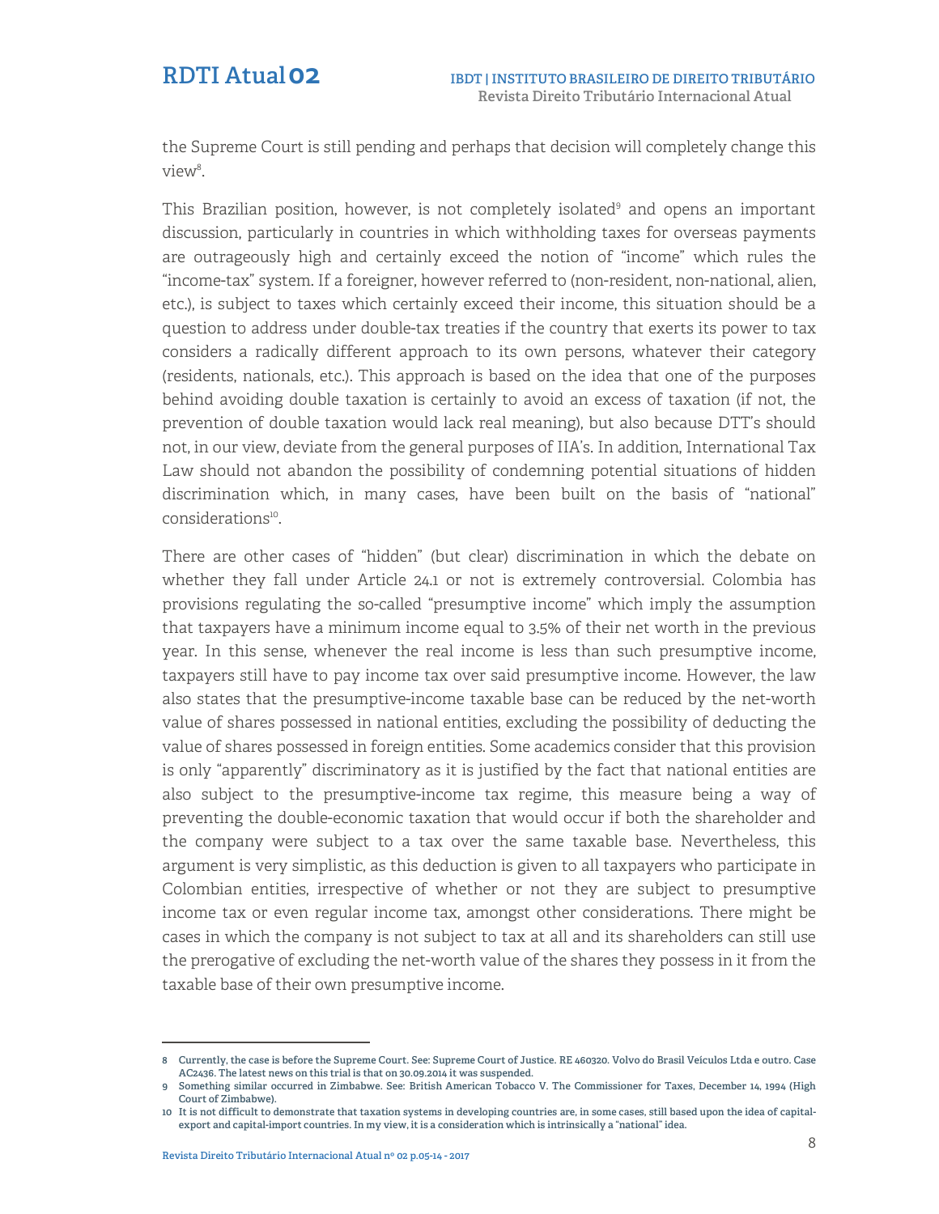the Supreme Court is still pending and perhaps that decision will completely change this view[8].

This Brazilian position, however, is not completely isolated[9] and opens an important discussion, particularly in countries in which withholding taxes for overseas payments are outrageously high and certainly exceed the notion of "income" which rules the "income-tax" system. If a foreigner, however referred to (non-resident, non-national, alien, etc.), is subject to taxes which certainly exceed their income, this situation should be a question to address under double-tax treaties if the country that exerts its power to tax considers a radically different approach to its own persons, whatever their category (residents, nationals, etc.). This approach is based on the idea that one of the purposes behind avoiding double taxation is certainly to avoid an excess of taxation (if not, the prevention of double taxation would lack real meaning), but also because DTT's should not, in our view, deviate from the general purposes of IIA's. In addition, International Tax Law should not abandon the possibility of condemning potential situations of hidden discrimination which, in many cases, have been built on the basis of "national" considerations[10].

There are other cases of "hidden" (but clear) discrimination in which the debate on whether they fall under Article 24.1 or not is extremely controversial. Colombia has provisions regulating the so-called "presumptive income" which imply the assumption that taxpayers have a minimum income equal to 3.5% of their net worth in the previous year. In this sense, whenever the real income is less than such presumptive income, taxpayers still have to pay income tax over said presumptive income. However, the law also states that the presumptive-income taxable base can be reduced by the net-worth value of shares possessed in national entities, excluding the possibility of deducting the value of shares possessed in foreign entities. Some academics consider that this provision is only "apparently" discriminatory as it is justified by the fact that national entities are also subject to the presumptive-income tax regime, this measure being a way of preventing the double-economic taxation that would occur if both the shareholder and the company were subject to a tax over the same taxable base. Nevertheless, this argument is very simplistic, as this deduction is given to all taxpayers who participate in Colombian entities, irrespective of whether or not they are subject to presumptive income tax or even regular income tax, amongst other considerations. There might be cases in which the company is not subject to tax at all and its shareholders can still use the prerogative of excluding the net-worth value of the shares they possess in it from the taxable base of their own presumptive income.

---

8 Currently, the case is before the Supreme Court. See: Supreme Court of Justice. RE 460320. Volvo do Brasil Veículos Ltda e outro. Case AC2436. The latest news on this trial is that on 30.09.2014 it was suspended.

9 Something similar occurred in Zimbabwe. See: British American Tobacco V. The Commissioner for Taxes, December 14, 1994 (High Court of Zimbabwe).

10 It is not difficult to demonstrate that taxation systems in developing countries are, in some cases, still based upon the idea of capital-export and capital-import countries. In my view, it is a consideration which is intrinsically a "national" idea.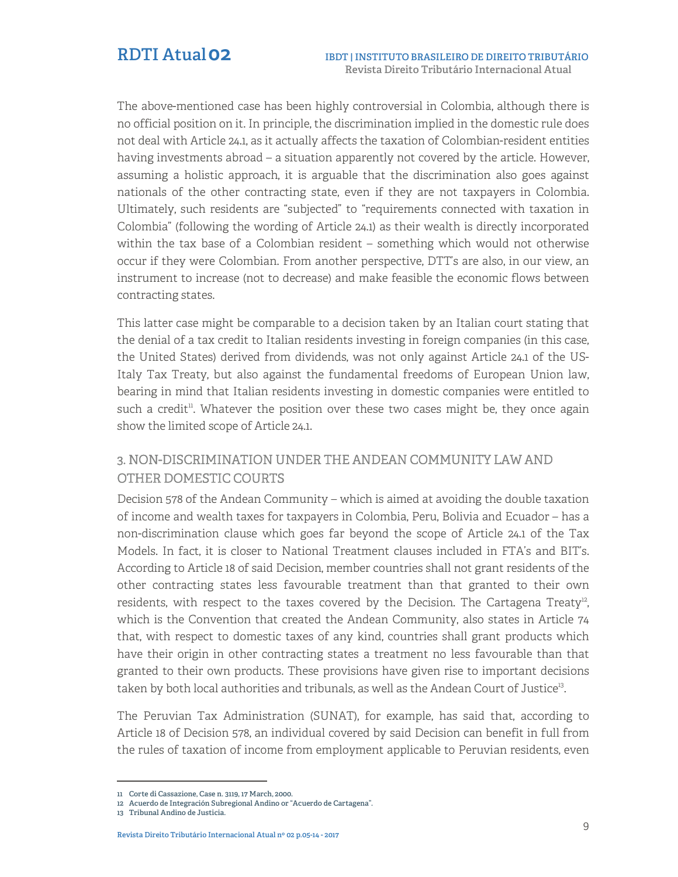The above-mentioned case has been highly controversial in Colombia, although there is no official position on it. In principle, the discrimination implied in the domestic rule does not deal with Article 24.1, as it actually affects the taxation of Colombian-resident entities having investments abroad – a situation apparently not covered by the article. However, assuming a holistic approach, it is arguable that the discrimination also goes against nationals of the other contracting state, even if they are not taxpayers in Colombia. Ultimately, such residents are "subjected" to "requirements connected with taxation in Colombia" (following the wording of Article 24.1) as their wealth is directly incorporated within the tax base of a Colombian resident – something which would not otherwise occur if they were Colombian. From another perspective, DTT's are also, in our view, an instrument to increase (not to decrease) and make feasible the economic flows between contracting states.

This latter case might be comparable to a decision taken by an Italian court stating that the denial of a tax credit to Italian residents investing in foreign companies (in this case, the United States) derived from dividends, was not only against Article 24.1 of the US-Italy Tax Treaty, but also against the fundamental freedoms of European Union law, bearing in mind that Italian residents investing in domestic companies were entitled to such a credit[11]. Whatever the position over these two cases might be, they once again show the limited scope of Article 24.1.

## 3. NON-DISCRIMINATION UNDER THE ANDEAN COMMUNITY LAW AND OTHER DOMESTIC COURTS

Decision 578 of the Andean Community – which is aimed at avoiding the double taxation of income and wealth taxes for taxpayers in Colombia, Peru, Bolivia and Ecuador – has a non-discrimination clause which goes far beyond the scope of Article 24.1 of the Tax Models. In fact, it is closer to National Treatment clauses included in FTA's and BIT's. According to Article 18 of said Decision, member countries shall not grant residents of the other contracting states less favourable treatment than that granted to their own residents, with respect to the taxes covered by the Decision. The Cartagena Treaty[12], which is the Convention that created the Andean Community, also states in Article 74 that, with respect to domestic taxes of any kind, countries shall grant products which have their origin in other contracting states a treatment no less favourable than that granted to their own products. These provisions have given rise to important decisions taken by both local authorities and tribunals, as well as the Andean Court of Justice[13].

The Peruvian Tax Administration (SUNAT), for example, has said that, according to Article 18 of Decision 578, an individual covered by said Decision can benefit in full from the rules of taxation of income from employment applicable to Peruvian residents, even

---

11 Corte di Cassazione, Case n. 3119, 17 March, 2000.

12 Acuerdo de Integración Subregional Andino or "Acuerdo de Cartagena".

13 Tribunal Andino de Justicia.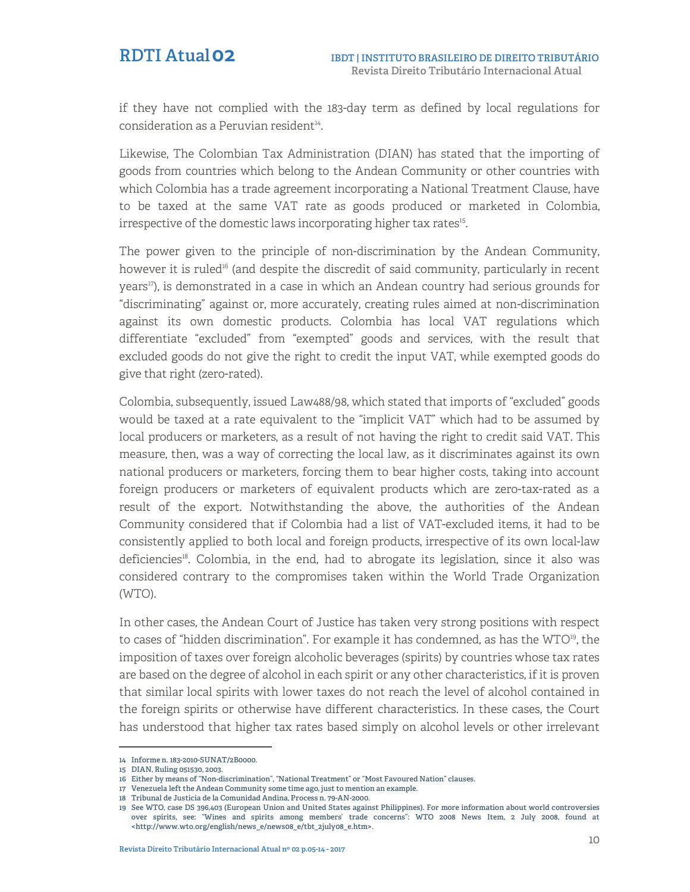if they have not complied with the 183-day term as defined by local regulations for consideration as a Peruvian resident[14].

Likewise, The Colombian Tax Administration (DIAN) has stated that the importing of goods from countries which belong to the Andean Community or other countries with which Colombia has a trade agreement incorporating a National Treatment Clause, have to be taxed at the same VAT rate as goods produced or marketed in Colombia, irrespective of the domestic laws incorporating higher tax rates[15].

The power given to the principle of non-discrimination by the Andean Community, however it is ruled[16] (and despite the discredit of said community, particularly in recent years[17]), is demonstrated in a case in which an Andean country had serious grounds for "discriminating" against or, more accurately, creating rules aimed at non-discrimination against its own domestic products. Colombia has local VAT regulations which differentiate "excluded" from "exempted" goods and services, with the result that excluded goods do not give the right to credit the input VAT, while exempted goods do give that right (zero-rated).

Colombia, subsequently, issued Law488/98, which stated that imports of "excluded" goods would be taxed at a rate equivalent to the "implicit VAT" which had to be assumed by local producers or marketers, as a result of not having the right to credit said VAT. This measure, then, was a way of correcting the local law, as it discriminates against its own national producers or marketers, forcing them to bear higher costs, taking into account foreign producers or marketers of equivalent products which are zero-tax-rated as a result of the export. Notwithstanding the above, the authorities of the Andean Community considered that if Colombia had a list of VAT-excluded items, it had to be consistently applied to both local and foreign products, irrespective of its own local-law deficiencies[18]. Colombia, in the end, had to abrogate its legislation, since it also was considered contrary to the compromises taken within the World Trade Organization (WTO).

In other cases, the Andean Court of Justice has taken very strong positions with respect to cases of "hidden discrimination". For example it has condemned, as has the WTO[19], the imposition of taxes over foreign alcoholic beverages (spirits) by countries whose tax rates are based on the degree of alcohol in each spirit or any other characteristics, if it is proven that similar local spirits with lower taxes do not reach the level of alcohol contained in the foreign spirits or otherwise have different characteristics. In these cases, the Court has understood that higher tax rates based simply on alcohol levels or other irrelevant

---

14 Informe n. 183-2010-SUNAT/2B0000.

15 DIAN, Ruling 051530, 2003.

16 Either by means of "Non-discrimination", "National Treatment" or "Most Favoured Nation" clauses.

17 Venezuela left the Andean Community some time ago, just to mention an example.

18 Tribunal de Justicia de la Comunidad Andina, Process n. 79-AN-2000.

19 See WTO, case DS 396,403 (European Union and United States against Philippines). For more information about world controversies over spirits, see: "Wines and spirits among members' trade concerns": WTO 2008 News Item, 2 July 2008, found at <http://www.wto.org/english/news_e/news08_e/tbt_2july08_e.htm>.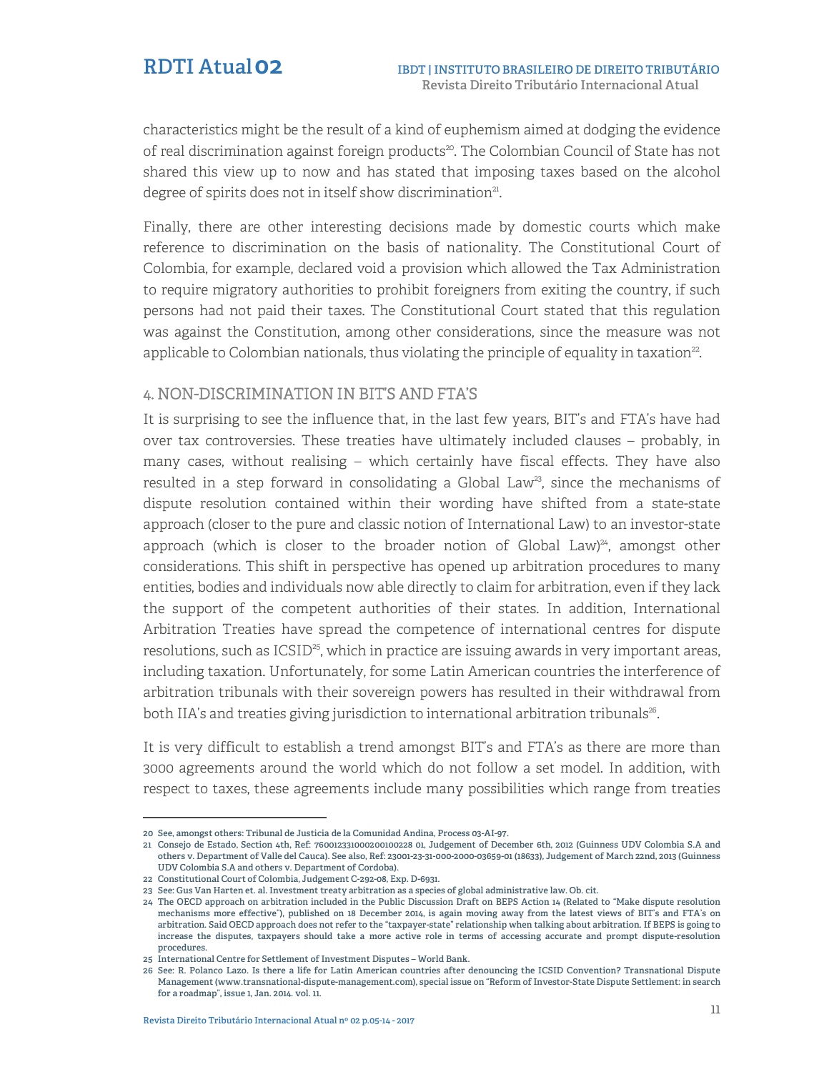characteristics might be the result of a kind of euphemism aimed at dodging the evidence of real discrimination against foreign products[20]. The Colombian Council of State has not shared this view up to now and has stated that imposing taxes based on the alcohol degree of spirits does not in itself show discrimination[21].

Finally, there are other interesting decisions made by domestic courts which make reference to discrimination on the basis of nationality. The Constitutional Court of Colombia, for example, declared void a provision which allowed the Tax Administration to require migratory authorities to prohibit foreigners from exiting the country, if such persons had not paid their taxes. The Constitutional Court stated that this regulation was against the Constitution, among other considerations, since the measure was not applicable to Colombian nationals, thus violating the principle of equality in taxation[22].

## 4. NON-DISCRIMINATION IN BIT'S AND FTA'S

It is surprising to see the influence that, in the last few years, BIT's and FTA's have had over tax controversies. These treaties have ultimately included clauses – probably, in many cases, without realising – which certainly have fiscal effects. They have also resulted in a step forward in consolidating a Global Law[23], since the mechanisms of dispute resolution contained within their wording have shifted from a state-state approach (closer to the pure and classic notion of International Law) to an investor-state approach (which is closer to the broader notion of Global Law)[24], amongst other considerations. This shift in perspective has opened up arbitration procedures to many entities, bodies and individuals now able directly to claim for arbitration, even if they lack the support of the competent authorities of their states. In addition, International Arbitration Treaties have spread the competence of international centres for dispute resolutions, such as ICSID[25], which in practice are issuing awards in very important areas, including taxation. Unfortunately, for some Latin American countries the interference of arbitration tribunals with their sovereign powers has resulted in their withdrawal from both IIA's and treaties giving jurisdiction to international arbitration tribunals[26].

It is very difficult to establish a trend amongst BIT's and FTA's as there are more than 3000 agreements around the world which do not follow a set model. In addition, with respect to taxes, these agreements include many possibilities which range from treaties

---

20 See, amongst others: Tribunal de Justicia de la Comunidad Andina, Process 03-AI-97.

21 Consejo de Estado, Section 4th, Ref: 760012331000200100228 01, Judgement of December 6th, 2012 (Guinness UDV Colombia S.A and others v. Department of Valle del Cauca). See also, Ref: 23001-23-31-000-2000-03659-01 (18633), Judgement of March 22nd, 2013 (Guinness UDV Colombia S.A and others v. Department of Cordoba).

22 Constitutional Court of Colombia, Judgement C-292-08, Exp. D-6931.

23 See: Gus Van Harten et. al. Investment treaty arbitration as a species of global administrative law. Ob. cit.

24 The OECD approach on arbitration included in the Public Discussion Draft on BEPS Action 14 (Related to "Make dispute resolution mechanisms more effective"), published on 18 December 2014, is again moving away from the latest views of BIT's and FTA's on arbitration. Said OECD approach does not refer to the "taxpayer-state" relationship when talking about arbitration. If BEPS is going to increase the disputes, taxpayers should take a more active role in terms of accessing accurate and prompt dispute-resolution procedures.

25 International Centre for Settlement of Investment Disputes – World Bank.

26 See: R. Polanco Lazo. Is there a life for Latin American countries after denouncing the ICSID Convention? Transnational Dispute Management (www.transnational-dispute-management.com), special issue on "Reform of Investor-State Dispute Settlement: in search for a roadmap", issue 1, Jan. 2014. vol. 11.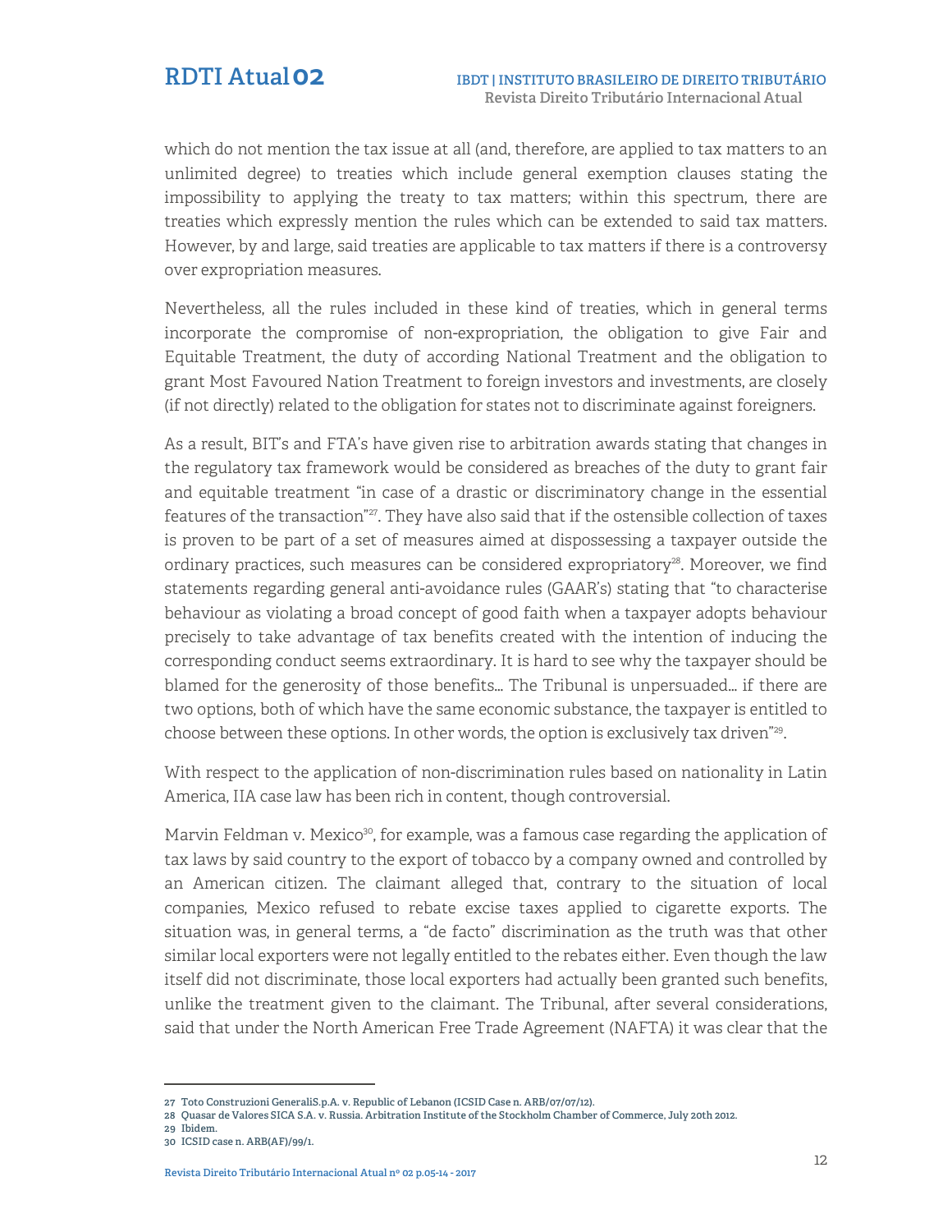which do not mention the tax issue at all (and, therefore, are applied to tax matters to an unlimited degree) to treaties which include general exemption clauses stating the impossibility to applying the treaty to tax matters; within this spectrum, there are treaties which expressly mention the rules which can be extended to said tax matters. However, by and large, said treaties are applicable to tax matters if there is a controversy over expropriation measures.

Nevertheless, all the rules included in these kind of treaties, which in general terms incorporate the compromise of non-expropriation, the obligation to give Fair and Equitable Treatment, the duty of according National Treatment and the obligation to grant Most Favoured Nation Treatment to foreign investors and investments, are closely (if not directly) related to the obligation for states not to discriminate against foreigners.

As a result, BIT's and FTA's have given rise to arbitration awards stating that changes in the regulatory tax framework would be considered as breaches of the duty to grant fair and equitable treatment "in case of a drastic or discriminatory change in the essential features of the transaction"[27]. They have also said that if the ostensible collection of taxes is proven to be part of a set of measures aimed at dispossessing a taxpayer outside the ordinary practices, such measures can be considered expropriatory[28]. Moreover, we find statements regarding general anti-avoidance rules (GAAR's) stating that "to characterise behaviour as violating a broad concept of good faith when a taxpayer adopts behaviour precisely to take advantage of tax benefits created with the intention of inducing the corresponding conduct seems extraordinary. It is hard to see why the taxpayer should be blamed for the generosity of those benefits… The Tribunal is unpersuaded… if there are two options, both of which have the same economic substance, the taxpayer is entitled to choose between these options. In other words, the option is exclusively tax driven"[29].

With respect to the application of non-discrimination rules based on nationality in Latin America, IIA case law has been rich in content, though controversial.

Marvin Feldman v. Mexico[30], for example, was a famous case regarding the application of tax laws by said country to the export of tobacco by a company owned and controlled by an American citizen. The claimant alleged that, contrary to the situation of local companies, Mexico refused to rebate excise taxes applied to cigarette exports. The situation was, in general terms, a "de facto" discrimination as the truth was that other similar local exporters were not legally entitled to the rebates either. Even though the law itself did not discriminate, those local exporters had actually been granted such benefits, unlike the treatment given to the claimant. The Tribunal, after several considerations, said that under the North American Free Trade Agreement (NAFTA) it was clear that the

---

27 Toto Construzioni GeneraliS.p.A. v. Republic of Lebanon (ICSID Case n. ARB/07/07/12).

28 Quasar de Valores SICA S.A. v. Russia. Arbitration Institute of the Stockholm Chamber of Commerce, July 20th 2012.

29 Ibidem.

30 ICSID case n. ARB(AF)/99/1.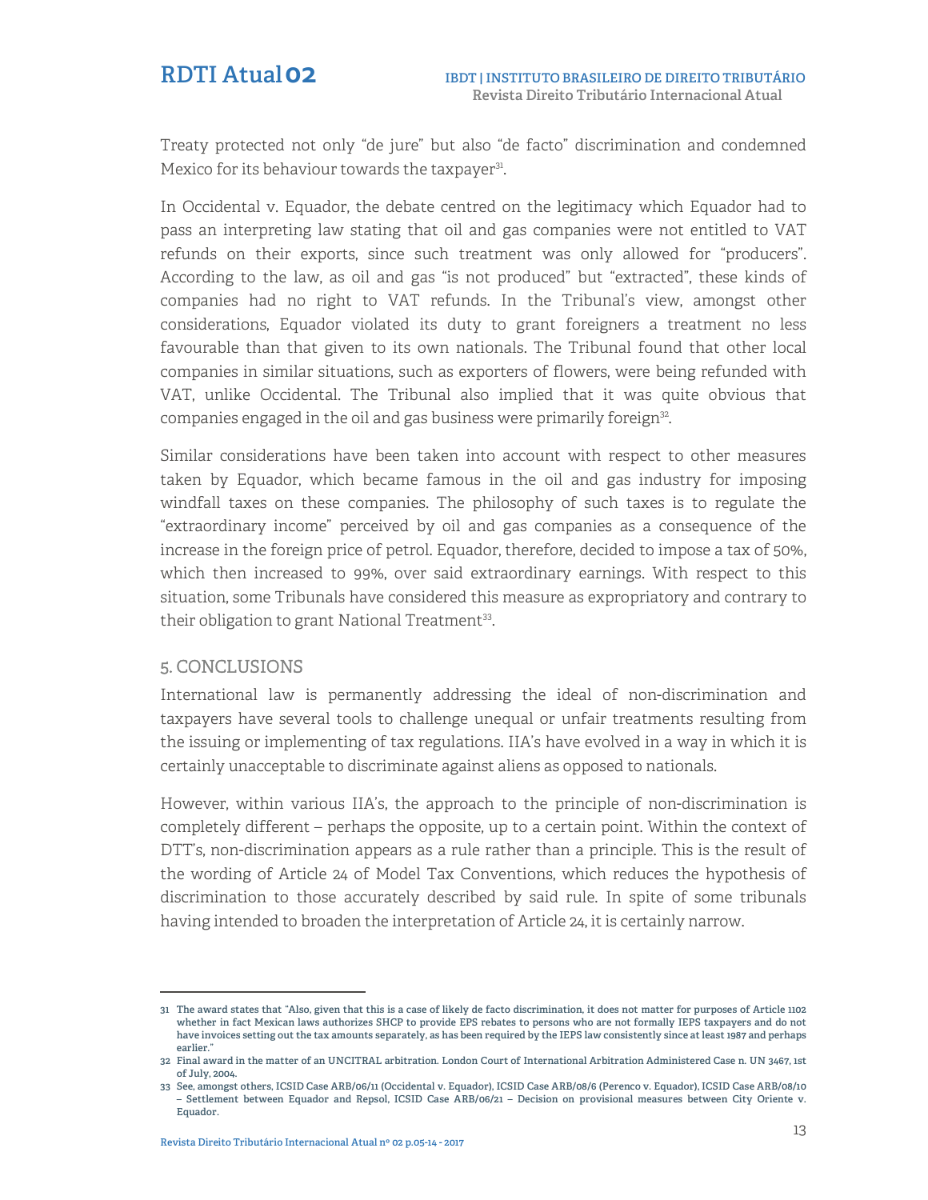Treaty protected not only "de jure" but also "de facto" discrimination and condemned Mexico for its behaviour towards the taxpayer[31].

In Occidental v. Equador, the debate centred on the legitimacy which Equador had to pass an interpreting law stating that oil and gas companies were not entitled to VAT refunds on their exports, since such treatment was only allowed for "producers". According to the law, as oil and gas "is not produced" but "extracted", these kinds of companies had no right to VAT refunds. In the Tribunal's view, amongst other considerations, Equador violated its duty to grant foreigners a treatment no less favourable than that given to its own nationals. The Tribunal found that other local companies in similar situations, such as exporters of flowers, were being refunded with VAT, unlike Occidental. The Tribunal also implied that it was quite obvious that companies engaged in the oil and gas business were primarily foreign[32].

Similar considerations have been taken into account with respect to other measures taken by Equador, which became famous in the oil and gas industry for imposing windfall taxes on these companies. The philosophy of such taxes is to regulate the "extraordinary income" perceived by oil and gas companies as a consequence of the increase in the foreign price of petrol. Equador, therefore, decided to impose a tax of 50%, which then increased to 99%, over said extraordinary earnings. With respect to this situation, some Tribunals have considered this measure as expropriatory and contrary to their obligation to grant National Treatment[33].

## 5. CONCLUSIONS

International law is permanently addressing the ideal of non-discrimination and taxpayers have several tools to challenge unequal or unfair treatments resulting from the issuing or implementing of tax regulations. IIA's have evolved in a way in which it is certainly unacceptable to discriminate against aliens as opposed to nationals.

However, within various IIA's, the approach to the principle of non-discrimination is completely different – perhaps the opposite, up to a certain point. Within the context of DTT's, non-discrimination appears as a rule rather than a principle. This is the result of the wording of Article 24 of Model Tax Conventions, which reduces the hypothesis of discrimination to those accurately described by said rule. In spite of some tribunals having intended to broaden the interpretation of Article 24, it is certainly narrow.

---

31 The award states that "Also, given that this is a case of likely de facto discrimination, it does not matter for purposes of Article 1102 whether in fact Mexican laws authorizes SHCP to provide EPS rebates to persons who are not formally IEPS taxpayers and do not have invoices setting out the tax amounts separately, as has been required by the IEPS law consistently since at least 1987 and perhaps earlier."

32 Final award in the matter of an UNCITRAL arbitration. London Court of International Arbitration Administered Case n. UN 3467, 1st of July, 2004.

33 See, amongst others, ICSID Case ARB/06/11 (Occidental v. Equador), ICSID Case ARB/08/6 (Perenco v. Equador), ICSID Case ARB/08/10 – Settlement between Equador and Repsol, ICSID Case ARB/06/21 – Decision on provisional measures between City Oriente v. Equador.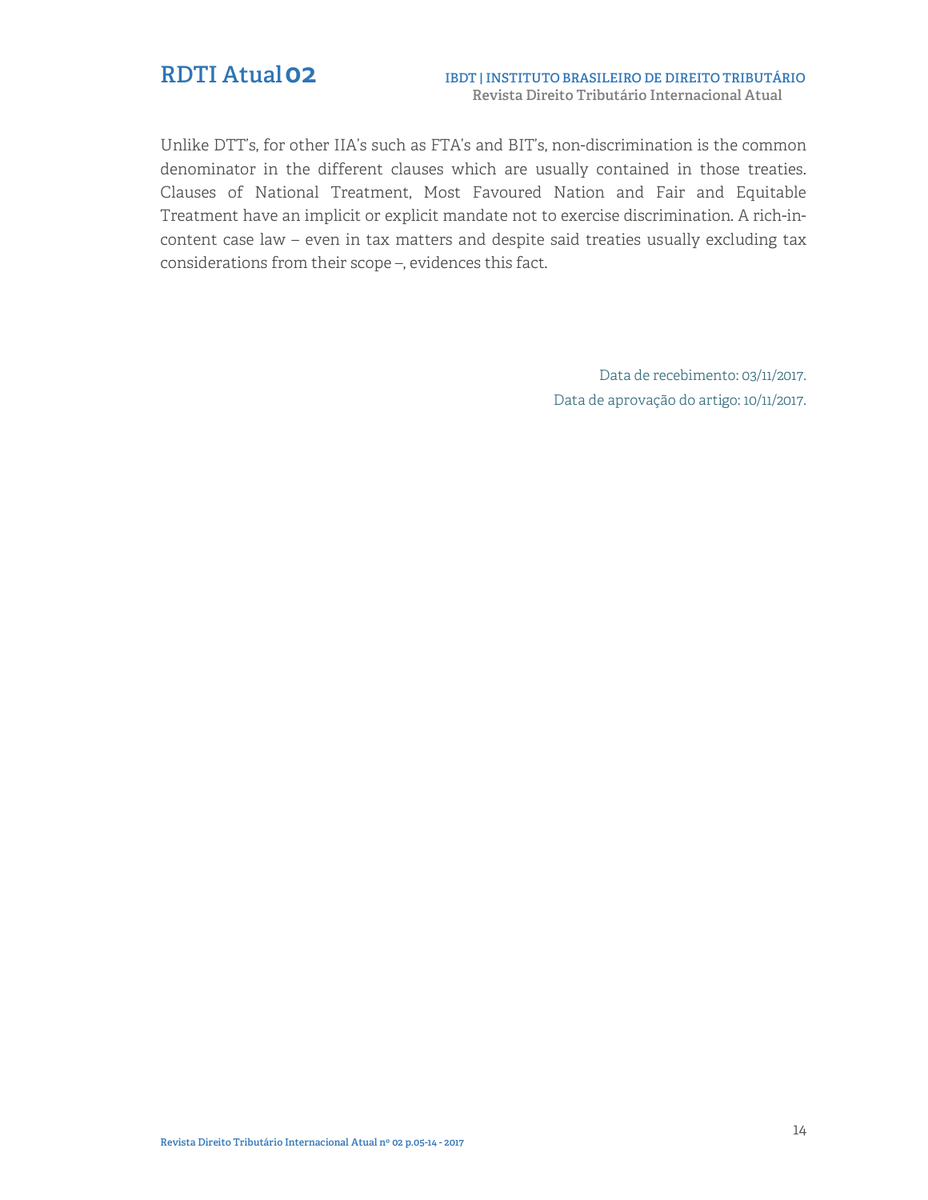Unlike DTT's, for other IIA's such as FTA's and BIT's, non-discrimination is the common denominator in the different clauses which are usually contained in those treaties. Clauses of National Treatment, Most Favoured Nation and Fair and Equitable Treatment have an implicit or explicit mandate not to exercise discrimination. A rich-in-content case law – even in tax matters and despite said treaties usually excluding tax considerations from their scope –, evidences this fact.

Data de recebimento: 03/11/2017.

Data de aprovação do artigo: 10/11/2017.